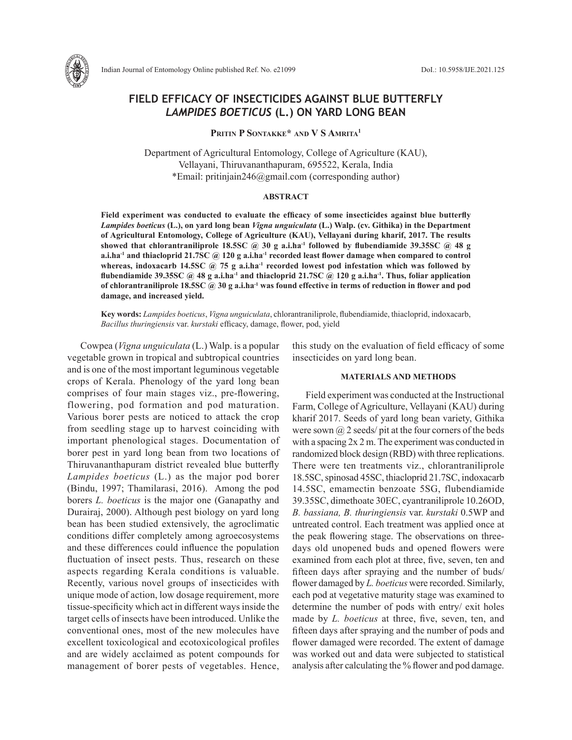# FIELD EFFICACY OF INSECTICIDES AGAINST BLUE BUTTERFLY *LAMPIDES BOETICUS* (L.) ON YARD LONG BEAN

**Pritin P Sontakke* and V S Amrita[1]**

Department of Agricultural Entomology, College of Agriculture (KAU), Vellayani, Thiruvananthapuram, 695522, Kerala, India
*Email: pritinjain246@gmail.com (corresponding author)

## ABSTRACT

**Field experiment was conducted to evaluate the efficacy of some insecticides against blue butterfly *Lampides boeticus* (L.), on yard long bean *Vigna unguiculata* (L.) Walp. (cv. Githika) in the Department of Agricultural Entomology, College of Agriculture (KAU), Vellayani during kharif, 2017. The results showed that chlorantraniliprole 18.5SC @ 30 g a.i.ha$^{-1}$ followed by flubendiamide 39.35SC @ 48 g a.i.ha$^{-1}$ and thiacloprid 21.7SC @ 120 g a.i.ha$^{-1}$ recorded least flower damage when compared to control whereas, indoxacarb 14.5SC @ 75 g a.i.ha$^{-1}$ recorded lowest pod infestation which was followed by flubendiamide 39.35SC @ 48 g a.i.ha$^{-1}$ and thiacloprid 21.7SC @ 120 g a.i.ha$^{-1}$. Thus, foliar application of chlorantraniliprole 18.5SC @ 30 g a.i.ha$^{-1}$ was found effective in terms of reduction in flower and pod damage, and increased yield.**

**Key words:** *Lampides boeticus*, *Vigna unguiculata*, chlorantraniliprole, flubendiamide, thiacloprid, indoxacarb, *Bacillus thuringiensis* var. *kurstaki* efficacy, damage, flower, pod, yield

Cowpea (*Vigna unguiculata* (L.) Walp. is a popular vegetable grown in tropical and subtropical countries and is one of the most important leguminous vegetable crops of Kerala. Phenology of the yard long bean comprises of four main stages viz., pre-flowering, flowering, pod formation and pod maturation. Various borer pests are noticed to attack the crop from seedling stage up to harvest coinciding with important phenological stages. Documentation of borer pest in yard long bean from two locations of Thiruvananthapuram district revealed blue butterfly *Lampides boeticus* (L.) as the major pod borer (Bindu, 1997; Thamilarasi, 2016). Among the pod borers *L. boeticus* is the major one (Ganapathy and Durairaj, 2000). Although pest biology on yard long bean has been studied extensively, the agroclimatic conditions differ completely among agroecosystems and these differences could influence the population fluctuation of insect pests. Thus, research on these aspects regarding Kerala conditions is valuable. Recently, various novel groups of insecticides with unique mode of action, low dosage requirement, more tissue-specificity which act in different ways inside the target cells of insects have been introduced. Unlike the conventional ones, most of the new molecules have excellent toxicological and ecotoxicological profiles and are widely acclaimed as potent compounds for management of borer pests of vegetables. Hence, this study on the evaluation of field efficacy of some insecticides on yard long bean.

## MATERIALS AND METHODS

Field experiment was conducted at the Instructional Farm, College of Agriculture, Vellayani (KAU) during kharif 2017. Seeds of yard long bean variety, Githika were sown @ 2 seeds/ pit at the four corners of the beds with a spacing 2x 2 m. The experiment was conducted in randomized block design (RBD) with three replications. There were ten treatments viz., chlorantraniliprole 18.5SC, spinosad 45SC, thiacloprid 21.7SC, indoxacarb 14.5SC, emamectin benzoate 5SG, flubendiamide 39.35SC, dimethoate 30EC, cyantraniliprole 10.26OD, *B. bassiana, B. thuringiensis* var. *kurstaki* 0.5WP and untreated control. Each treatment was applied once at the peak flowering stage. The observations on three-days old unopened buds and opened flowers were examined from each plot at three, five, seven, ten and fifteen days after spraying and the number of buds/ flower damaged by *L. boeticus* were recorded. Similarly, each pod at vegetative maturity stage was examined to determine the number of pods with entry/ exit holes made by *L. boeticus* at three, five, seven, ten, and fifteen days after spraying and the number of pods and flower damaged were recorded. The extent of damage was worked out and data were subjected to statistical analysis after calculating the % flower and pod damage.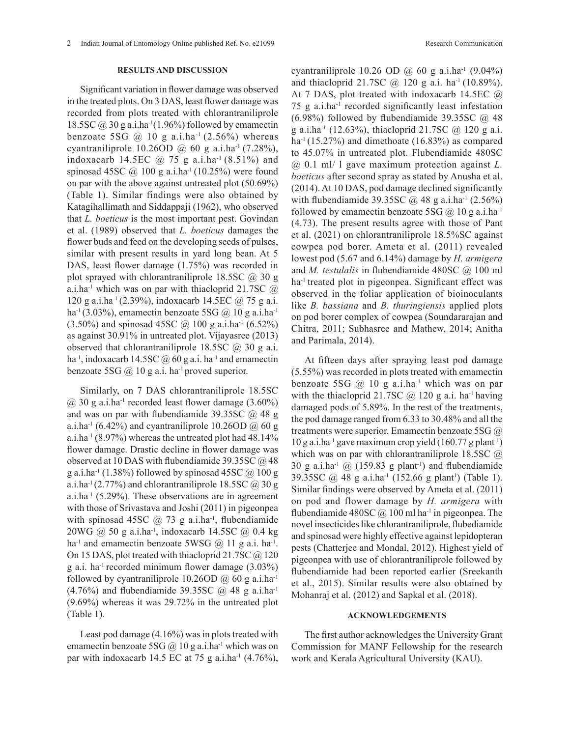## RESULTS AND DISCUSSION

Significant variation in flower damage was observed in the treated plots. On 3 DAS, least flower damage was recorded from plots treated with chlorantraniliprole 18.5SC @ 30 g a.i.ha$^{-1}$(1.96%) followed by emamectin benzoate 5SG @ 10 g a.i.ha$^{-1}$ (2.56%) whereas cyantraniliprole 10.26OD @ 60 g a.i.ha$^{-1}$ (7.28%), indoxacarb 14.5EC @ 75 g a.i.ha$^{-1}$ (8.51%) and spinosad 45SC @ 100 g a.i.ha$^{-1}$ (10.25%) were found on par with the above against untreated plot (50.69%) (Table 1). Similar findings were also obtained by Katagihallimath and Siddappaji (1962), who observed that *L. boeticus* is the most important pest. Govindan et al. (1989) observed that *L. boeticus* damages the flower buds and feed on the developing seeds of pulses, similar with present results in yard long bean. At 5 DAS, least flower damage (1.75%) was recorded in plot sprayed with chlorantraniliprole 18.5SC @ 30 g a.i.ha$^{-1}$ which was on par with thiacloprid 21.7SC @ 120 g a.i.ha$^{-1}$ (2.39%), indoxacarb 14.5EC @ 75 g a.i. ha$^{-1}$ (3.03%), emamectin benzoate 5SG @ 10 g a.i.ha$^{-1}$ (3.50%) and spinosad 45SC @ 100 g a.i.ha$^{-1}$ (6.52%) as against 30.91% in untreated plot. Vijayasree (2013) observed that chlorantraniliprole 18.5SC @ 30 g a.i. ha$^{-1}$, indoxacarb 14.5SC @ 60 g a.i. ha$^{-1}$ and emamectin benzoate 5SG @ 10 g a.i. ha$^{-1}$ proved superior.

Similarly, on 7 DAS chlorantraniliprole 18.5SC @ 30 g a.i.ha$^{-1}$ recorded least flower damage (3.60%) and was on par with flubendiamide 39.35SC @ 48 g a.i.ha$^{-1}$ (6.42%) and cyantraniliprole 10.26OD @ 60 g a.i.ha$^{-1}$ (8.97%) whereas the untreated plot had 48.14% flower damage. Drastic decline in flower damage was observed at 10 DAS with flubendiamide 39.35SC @ 48 g a.i.ha$^{-1}$ (1.38%) followed by spinosad 45SC @ 100 g a.i.ha$^{-1}$ (2.77%) and chlorantraniliprole 18.5SC @ 30 g a.i.ha$^{-1}$ (5.29%). These observations are in agreement with those of Srivastava and Joshi (2011) in pigeonpea with spinosad 45SC @ 73 g a.i.ha$^{-1}$, flubendiamide 20WG @ 50 g a.i.ha$^{-1}$, indoxacarb 14.5SC @ 0.4 kg ha$^{-1}$ and emamectin benzoate 5WSG @ 11 g a.i. ha$^{-1}$. On 15 DAS, plot treated with thiacloprid 21.7SC @ 120 g a.i. ha$^{-1}$ recorded minimum flower damage (3.03%) followed by cyantraniliprole 10.26OD @ 60 g a.i.ha$^{-1}$ (4.76%) and flubendiamide 39.35SC @ 48 g a.i.ha$^{-1}$ (9.69%) whereas it was 29.72% in the untreated plot (Table 1).

Least pod damage (4.16%) was in plots treated with emamectin benzoate 5SG @ 10 g a.i.ha$^{-1}$ which was on par with indoxacarb 14.5 EC at 75 g a.i.ha$^{-1}$ (4.76%), cyantraniliprole 10.26 OD @ 60 g a.i.ha$^{-1}$ (9.04%) and thiacloprid 21.7SC @ 120 g a.i. ha$^{-1}$ (10.89%). At 7 DAS, plot treated with indoxacarb 14.5EC @ 75 g a.i.ha$^{-1}$ recorded significantly least infestation (6.98%) followed by flubendiamide 39.35SC @ 48 g a.i.ha$^{-1}$ (12.63%), thiacloprid 21.7SC @ 120 g a.i. ha$^{-1}$ (15.27%) and dimethoate (16.83%) as compared to 45.07% in untreated plot. Flubendiamide 480SC @ 0.1 ml/ l gave maximum protection against *L. boeticus* after second spray as stated by Anusha et al. (2014). At 10 DAS, pod damage declined significantly with flubendiamide 39.35SC @ 48 g a.i.ha$^{-1}$ (2.56%) followed by emamectin benzoate 5SG @ 10 g a.i.ha$^{-1}$ (4.73). The present results agree with those of Pant et al. (2021) on chlorantraniliprole 18.5%SC against cowpea pod borer. Ameta et al. (2011) revealed lowest pod (5.67 and 6.14%) damage by *H. armigera* and *M. testulalis* in flubendiamide 480SC @ 100 ml ha$^{-1}$ treated plot in pigeonpea. Significant effect was observed in the foliar application of bioinoculants like *B. bassiana* and *B. thuringiensis* applied plots on pod borer complex of cowpea (Soundararajan and Chitra, 2011; Subhasree and Mathew, 2014; Anitha and Parimala, 2014).

At fifteen days after spraying least pod damage (5.55%) was recorded in plots treated with emamectin benzoate 5SG @ 10 g a.i.ha$^{-1}$ which was on par with the thiacloprid 21.7SC @ 120 g a.i. ha$^{-1}$ having damaged pods of 5.89%. In the rest of the treatments, the pod damage ranged from 6.33 to 30.48% and all the treatments were superior. Emamectin benzoate 5SG @ 10 g a.i.ha$^{-1}$ gave maximum crop yield (160.77 g plant$^{-1}$) which was on par with chlorantraniliprole 18.5SC @ 30 g a.i.ha$^{-1}$ @ (159.83 g plant$^{-1}$) and flubendiamide 39.35SC @ 48 g a.i.ha$^{-1}$ (152.66 g plant$^{1}$) (Table 1). Similar findings were observed by Ameta et al. (2011) on pod and flower damage by *H. armigera* with flubendiamide 480SC @ 100 ml ha$^{-1}$ in pigeonpea. The novel insecticides like chlorantraniliprole, flubediamide and spinosad were highly effective against lepidopteran pests (Chatterjee and Mondal, 2012). Highest yield of pigeonpea with use of chlorantraniliprole followed by flubendiamide had been reported earlier (Sreekanth et al., 2015). Similar results were also obtained by Mohanraj et al. (2012) and Sapkal et al. (2018).

## ACKNOWLEDGEMENTS

The first author acknowledges the University Grant Commission for MANF Fellowship for the research work and Kerala Agricultural University (KAU).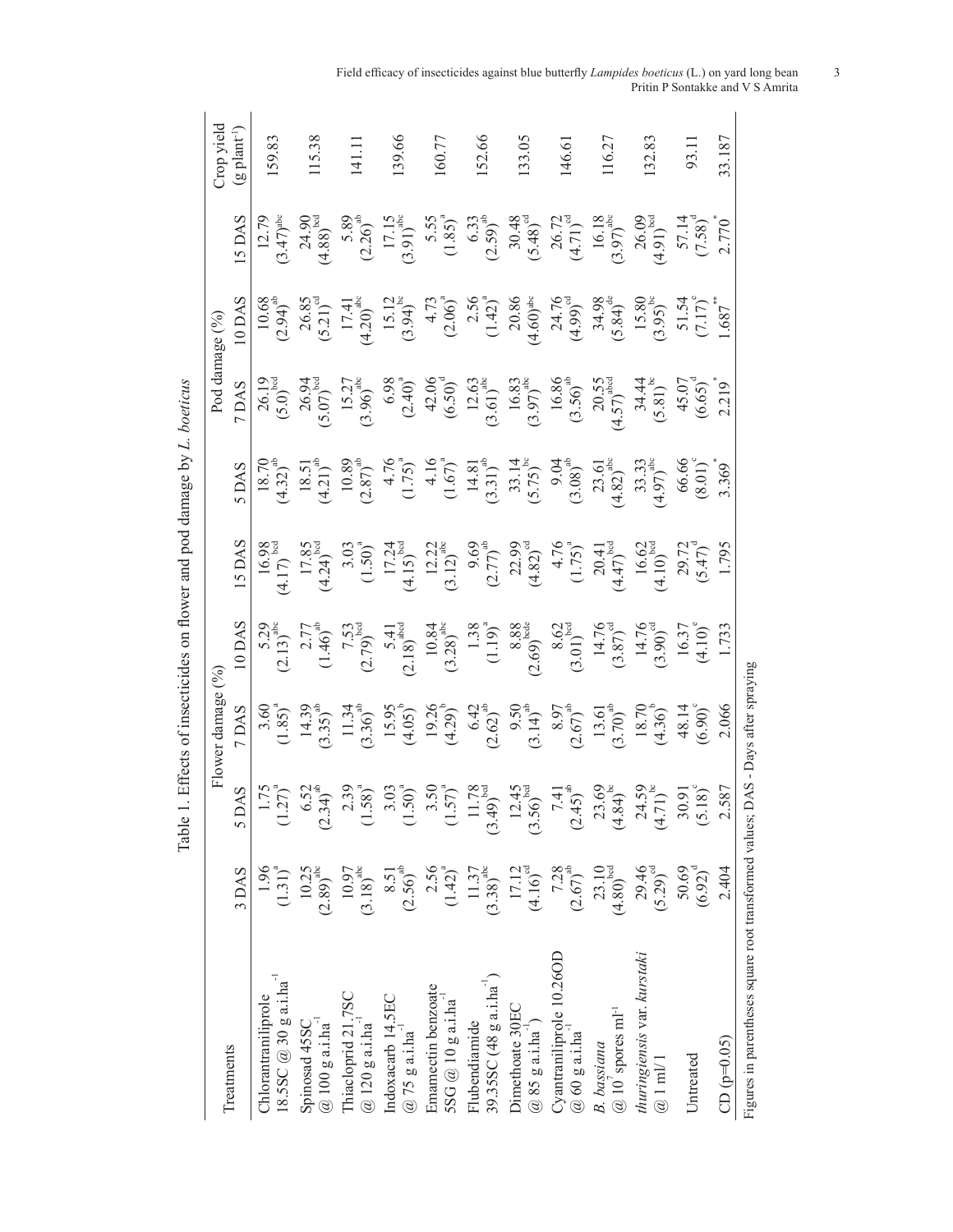Table 1. Effects of insecticides on flower and pod damage by *L. boeticus*

| Treatments | Flower damage (%) | | | | | Pod damage (%) | | | | Crop yield (g plant$^{-1}$) |
|---|---|---|---|---|---|---|---|---|---|---|
| | 3 DAS | 5 DAS | 7 DAS | 10 DAS | 15 DAS | 5 DAS | 7 DAS | 10 DAS | 15 DAS | |
| Chlorantraniliprole 18.5SC @ 30 g a.i.ha$^{-1}$ | 1.96 (1.31)$^{a}$ | 1.75 (1.27)$^{a}$ | 3.60 (1.85)$^{a}$ | 5.29 (2.13)$^{abc}$ | 16.98 (4.17)$^{bcd}$ | 18.70 (4.32)$^{ab}$ | 26.19 (5.0)$^{bcd}$ | 10.68 (2.94)$^{ab}$ | 12.79 (3.47)$^{abc}$ | 159.83 |
| Spinosad 45SC @ 100 g a.i.ha$^{-1}$ | 10.25 (2.89)$^{abc}$ | 6.52 (2.34)$^{ab}$ | 14.39 (3.35)$^{ab}$ | 2.77 (1.46)$^{ab}$ | 17.85 (4.24)$^{bcd}$ | 18.51 (4.21)$^{ab}$ | 26.94 (5.07)$^{bcd}$ | 26.85 (5.21)$^{cd}$ | 24.90 (4.88)$^{bcd}$ | 115.38 |
| Thiacloprid 21.7SC @ 120 g a.i.ha$^{-1}$ | 10.97 (3.18)$^{abc}$ | 2.39 (1.58)$^{a}$ | 11.34 (3.36)$^{ab}$ | 7.53 (2.79)$^{bcd}$ | 3.03 (1.50)$^{a}$ | 10.89 (2.87)$^{ab}$ | 15.27 (3.96)$^{abc}$ | 17.41 (4.20)$^{abc}$ | 5.89 (2.26)$^{ab}$ | 141.11 |
| Indoxacarb 14.5EC @ 75 g a.i.ha$^{-1}$ | 8.51 (2.56)$^{ab}$ | 3.03 (1.50)$^{a}$ | 15.95 (4.05)$^{b}$ | 5.41 (2.18)$^{abcd}$ | 17.24 (4.15)$^{bcd}$ | 4.76 (1.75)$^{a}$ | 6.98 (2.40)$^{a}$ | 15.12 (3.94)$^{bc}$ | 17.15 (3.91)$^{abc}$ | 139.66 |
| Emamectin benzoate 5SG @ 10 g a.i.ha$^{-1}$ | 2.56 (1.42)$^{a}$ | 3.50 (1.57)$^{a}$ | 19.26 (4.29)$^{b}$ | 10.84 (3.28)$^{abc}$ | 12.22 (3.12)$^{abc}$ | 4.16 (1.67)$^{a}$ | 42.06 (6.50)$^{d}$ | 4.73 (2.06)$^{a}$ | 5.55 (1.85)$^{a}$ | 160.77 |
| Flubendiamide 39.35SC (48 g a.i.ha$^{-1}$) | 11.37 (3.38)$^{abc}$ | 11.78 (3.49)$^{bcd}$ | 6.42 (2.62)$^{ab}$ | 1.38 (1.19)$^{a}$ | 9.69 (2.77)$^{ab}$ | 14.81 (3.31)$^{ab}$ | 12.63 (3.61)$^{abc}$ | 2.56 (1.42)$^{a}$ | 6.33 (2.59)$^{ab}$ | 152.66 |
| Dimethoate 30EC @ 85 g a.i.ha$^{-1}$) | 17.12 (4.16)$^{cd}$ | 12.45 (3.56)$^{bcd}$ | 9.50 (3.14)$^{ab}$ | 8.88 (2.69)$^{bcde}$ | 22.99 (4.82)$^{cd}$ | 33.14 (5.75)$^{bc}$ | 16.83 (3.97)$^{abc}$ | 20.86 (4.60)$^{abc}$ | 30.48 (5.48)$^{cd}$ | 133.05 |
| Cyantraniliprole 10.26OD @ 60 g a.i.ha$^{-1}$ | 7.28 (2.67)$^{ab}$ | 7.41 (2.45)$^{ab}$ | 8.97 (2.67)$^{ab}$ | 8.62 (3.01)$^{bcd}$ | 4.76 (1.75)$^{a}$ | 9.04 (3.08)$^{ab}$ | 16.86 (3.56)$^{ab}$ | 24.76 (4.99)$^{cd}$ | 26.72 (4.71)$^{cd}$ | 146.61 |
| *B. bassiana* @ $10^{7}$ spores ml$^{-1}$ | 23.10 (4.80)$^{bcd}$ | 23.69 (4.84)$^{bc}$ | 13.61 (3.70)$^{ab}$ | 14.76 (3.87)$^{cd}$ | 20.41 (4.47)$^{bcd}$ | 23.61 (4.82)$^{abc}$ | 20.55 (4.57)$^{abcd}$ | 34.98 (5.84)$^{de}$ | 16.18 (3.97)$^{abc}$ | 116.27 |
| *thuringiensis* var. *kurstaki* @ 1 ml/1 | 29.46 (5.29)$^{cd}$ | 24.59 (4.71)$^{bc}$ | 18.70 (4.36)$^{b}$ | 14.76 (3.90)$^{cd}$ | 16.62 (4.10)$^{bcd}$ | 33.33 (4.97)$^{abc}$ | 34.44 (5.81)$^{bc}$ | 15.80 (3.95)$^{bc}$ | 26.09 (4.91)$^{bcd}$ | 132.83 |
| Untreated | 50.69 (6.92)$^{d}$ | 30.91 (5.18)$^{c}$ | 48.14 (6.90)$^{c}$ | 16.37 (4.10)$^{e}$ | 29.72 (5.47)$^{d}$ | 66.66 (8.01)$^{c}$ | 45.07 (6.65)$^{d}$ | 51.54 (7.17)$^{e}$ | 57.14 (7.58)$^{d}$ | 93.11 |
| CD (p=0.05) | 2.404 | 2.587 | 2.066 | 1.733 | 1.795 | 3.369* | 2.219* | 1.687** | 2.770* | 33.187 |

Figures in parentheses square root transformed values; DAS - Days after spraying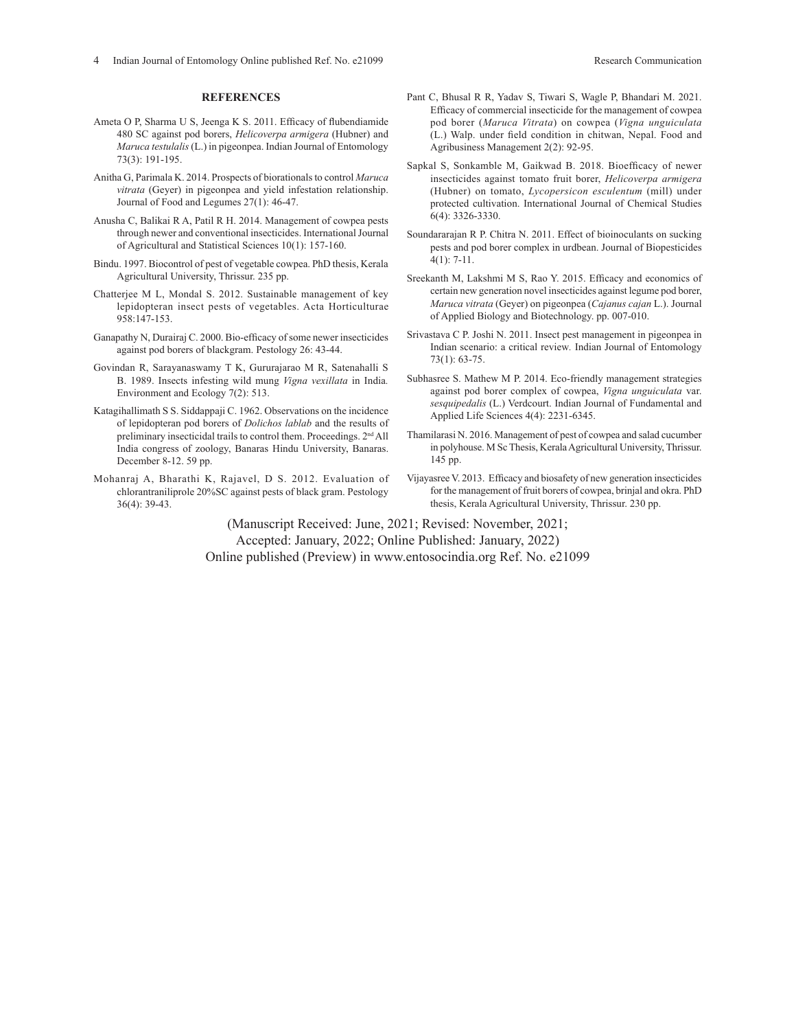## REFERENCES

Ameta O P, Sharma U S, Jeenga K S. 2011. Efficacy of flubendiamide 480 SC against pod borers, *Helicoverpa armigera* (Hubner) and *Maruca testulalis* (L.) in pigeonpea. Indian Journal of Entomology 73(3): 191-195.

Anitha G, Parimala K. 2014. Prospects of biorationals to control *Maruca vitrata* (Geyer) in pigeonpea and yield infestation relationship. Journal of Food and Legumes 27(1): 46-47.

Anusha C, Balikai R A, Patil R H. 2014. Management of cowpea pests through newer and conventional insecticides. International Journal of Agricultural and Statistical Sciences 10(1): 157-160.

Bindu. 1997. Biocontrol of pest of vegetable cowpea. PhD thesis, Kerala Agricultural University, Thrissur. 235 pp.

Chatterjee M L, Mondal S. 2012. Sustainable management of key lepidopteran insect pests of vegetables. Acta Horticulturae 958:147-153.

Ganapathy N, Durairaj C. 2000. Bio-efficacy of some newer insecticides against pod borers of blackgram. Pestology 26: 43-44.

Govindan R, Sarayanaswamy T K, Gururajarao M R, Satenahalli S B. 1989. Insects infesting wild mung *Vigna vexillata* in India. Environment and Ecology 7(2): 513.

Katagihallimath S S. Siddappaji C. 1962. Observations on the incidence of lepidopteran pod borers of *Dolichos lablab* and the results of preliminary insecticidal trails to control them. Proceedings. 2nd All India congress of zoology, Banaras Hindu University, Banaras. December 8-12. 59 pp.

Mohanraj A, Bharathi K, Rajavel, D S. 2012. Evaluation of chlorantraniliprole 20%SC against pests of black gram. Pestology 36(4): 39-43.

Pant C, Bhusal R R, Yadav S, Tiwari S, Wagle P, Bhandari M. 2021. Efficacy of commercial insecticide for the management of cowpea pod borer (*Maruca Vitrata*) on cowpea (*Vigna unguiculata* (L.) Walp. under field condition in chitwan, Nepal. Food and Agribusiness Management 2(2): 92-95.

Sapkal S, Sonkamble M, Gaikwad B. 2018. Bioefficacy of newer insecticides against tomato fruit borer, *Helicoverpa armigera* (Hubner) on tomato, *Lycopersicon esculentum* (mill) under protected cultivation. International Journal of Chemical Studies 6(4): 3326-3330.

Soundararajan R P. Chitra N. 2011. Effect of bioinoculants on sucking pests and pod borer complex in urdbean. Journal of Biopesticides 4(1): 7-11.

Sreekanth M, Lakshmi M S, Rao Y. 2015. Efficacy and economics of certain new generation novel insecticides against legume pod borer, *Maruca vitrata* (Geyer) on pigeonpea (*Cajanus cajan* L.). Journal of Applied Biology and Biotechnology. pp. 007-010.

Srivastava C P. Joshi N. 2011. Insect pest management in pigeonpea in Indian scenario: a critical review. Indian Journal of Entomology 73(1): 63-75.

Subhasree S. Mathew M P. 2014. Eco-friendly management strategies against pod borer complex of cowpea, *Vigna unguiculata* var. *sesquipedalis* (L.) Verdcourt. Indian Journal of Fundamental and Applied Life Sciences 4(4): 2231-6345.

Thamilarasi N. 2016. Management of pest of cowpea and salad cucumber in polyhouse. M Sc Thesis, Kerala Agricultural University, Thrissur. 145 pp.

Vijayasree V. 2013. Efficacy and biosafety of new generation insecticides for the management of fruit borers of cowpea, brinjal and okra. PhD thesis, Kerala Agricultural University, Thrissur. 230 pp.

(Manuscript Received: June, 2021; Revised: November, 2021; Accepted: January, 2022; Online Published: January, 2022)
Online published (Preview) in www.entosocindia.org Ref. No. e21099